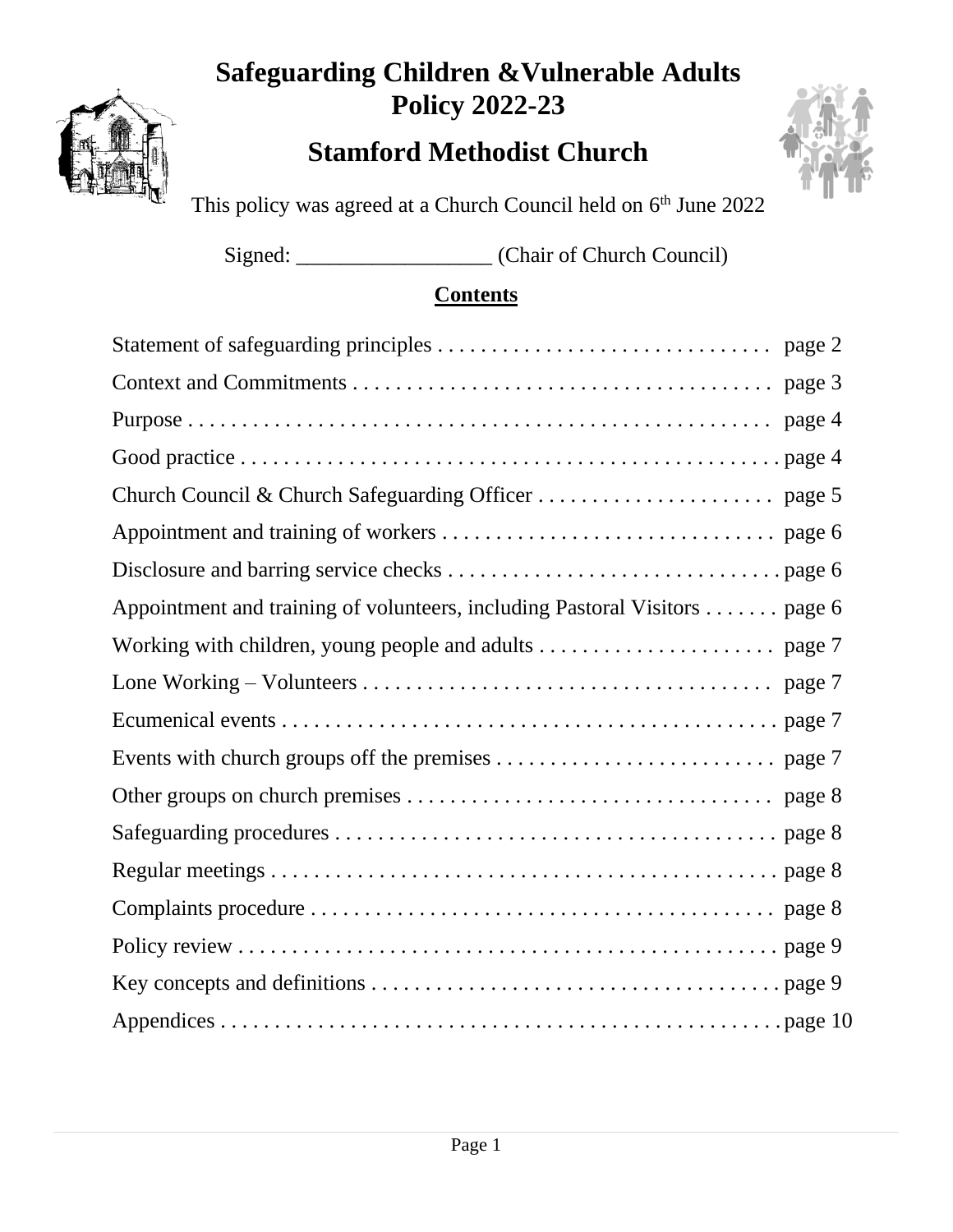# Safeguarding Children &Vulnerable Adults Policy 2022-23

## Stamford Methodist Church

This policy was agreed at a Church Council held on 6th June 2022

Signed: __________________ (Chair of Church Council)

**Contents**

| | |
|---|---|
| Statement of safeguarding principles | page 2 |
| Context and Commitments | page 3 |
| Purpose | page 4 |
| Good practice | page 4 |
| Church Council & Church Safeguarding Officer | page 5 |
| Appointment and training of workers | page 6 |
| Disclosure and barring service checks | page 6 |
| Appointment and training of volunteers, including Pastoral Visitors | page 6 |
| Working with children, young people and adults | page 7 |
| Lone Working – Volunteers | page 7 |
| Ecumenical events | page 7 |
| Events with church groups off the premises | page 7 |
| Other groups on church premises | page 8 |
| Safeguarding procedures | page 8 |
| Regular meetings | page 8 |
| Complaints procedure | page 8 |
| Policy review | page 9 |
| Key concepts and definitions | page 9 |
| Appendices | page 10 |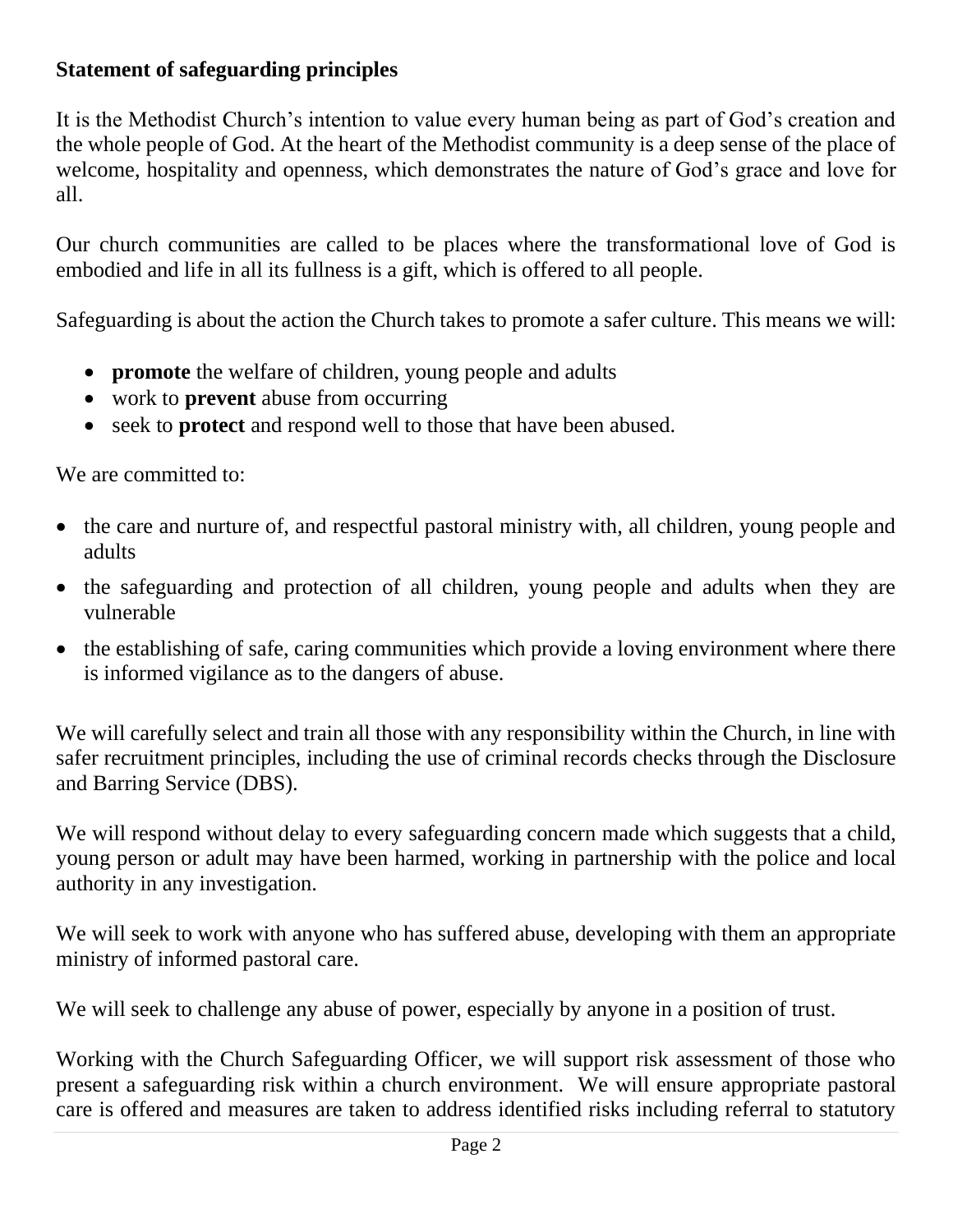**Statement of safeguarding principles**

It is the Methodist Church's intention to value every human being as part of God's creation and the whole people of God. At the heart of the Methodist community is a deep sense of the place of welcome, hospitality and openness, which demonstrates the nature of God's grace and love for all.

Our church communities are called to be places where the transformational love of God is embodied and life in all its fullness is a gift, which is offered to all people.

Safeguarding is about the action the Church takes to promote a safer culture. This means we will:

- **promote** the welfare of children, young people and adults
- work to **prevent** abuse from occurring
- seek to **protect** and respond well to those that have been abused.

We are committed to:

- the care and nurture of, and respectful pastoral ministry with, all children, young people and adults
- the safeguarding and protection of all children, young people and adults when they are vulnerable
- the establishing of safe, caring communities which provide a loving environment where there is informed vigilance as to the dangers of abuse.

We will carefully select and train all those with any responsibility within the Church, in line with safer recruitment principles, including the use of criminal records checks through the Disclosure and Barring Service (DBS).

We will respond without delay to every safeguarding concern made which suggests that a child, young person or adult may have been harmed, working in partnership with the police and local authority in any investigation.

We will seek to work with anyone who has suffered abuse, developing with them an appropriate ministry of informed pastoral care.

We will seek to challenge any abuse of power, especially by anyone in a position of trust.

Working with the Church Safeguarding Officer, we will support risk assessment of those who present a safeguarding risk within a church environment. We will ensure appropriate pastoral care is offered and measures are taken to address identified risks including referral to statutory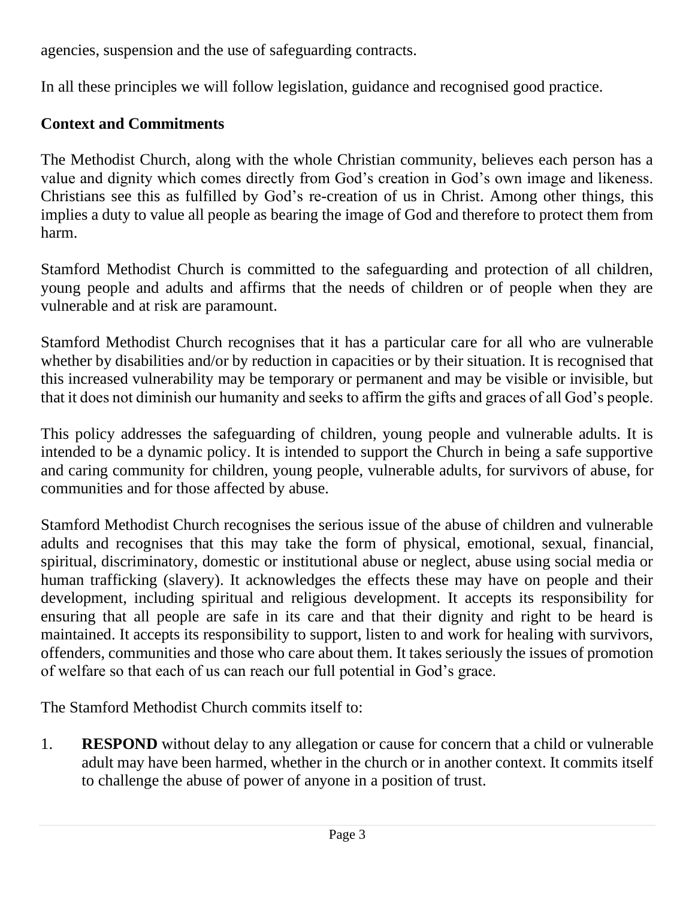agencies, suspension and the use of safeguarding contracts.

In all these principles we will follow legislation, guidance and recognised good practice.

**Context and Commitments**

The Methodist Church, along with the whole Christian community, believes each person has a value and dignity which comes directly from God's creation in God's own image and likeness. Christians see this as fulfilled by God's re-creation of us in Christ. Among other things, this implies a duty to value all people as bearing the image of God and therefore to protect them from harm.

Stamford Methodist Church is committed to the safeguarding and protection of all children, young people and adults and affirms that the needs of children or of people when they are vulnerable and at risk are paramount.

Stamford Methodist Church recognises that it has a particular care for all who are vulnerable whether by disabilities and/or by reduction in capacities or by their situation. It is recognised that this increased vulnerability may be temporary or permanent and may be visible or invisible, but that it does not diminish our humanity and seeks to affirm the gifts and graces of all God's people.

This policy addresses the safeguarding of children, young people and vulnerable adults. It is intended to be a dynamic policy. It is intended to support the Church in being a safe supportive and caring community for children, young people, vulnerable adults, for survivors of abuse, for communities and for those affected by abuse.

Stamford Methodist Church recognises the serious issue of the abuse of children and vulnerable adults and recognises that this may take the form of physical, emotional, sexual, financial, spiritual, discriminatory, domestic or institutional abuse or neglect, abuse using social media or human trafficking (slavery). It acknowledges the effects these may have on people and their development, including spiritual and religious development. It accepts its responsibility for ensuring that all people are safe in its care and that their dignity and right to be heard is maintained. It accepts its responsibility to support, listen to and work for healing with survivors, offenders, communities and those who care about them. It takes seriously the issues of promotion of welfare so that each of us can reach our full potential in God's grace.

The Stamford Methodist Church commits itself to:

1. **RESPOND** without delay to any allegation or cause for concern that a child or vulnerable adult may have been harmed, whether in the church or in another context. It commits itself to challenge the abuse of power of anyone in a position of trust.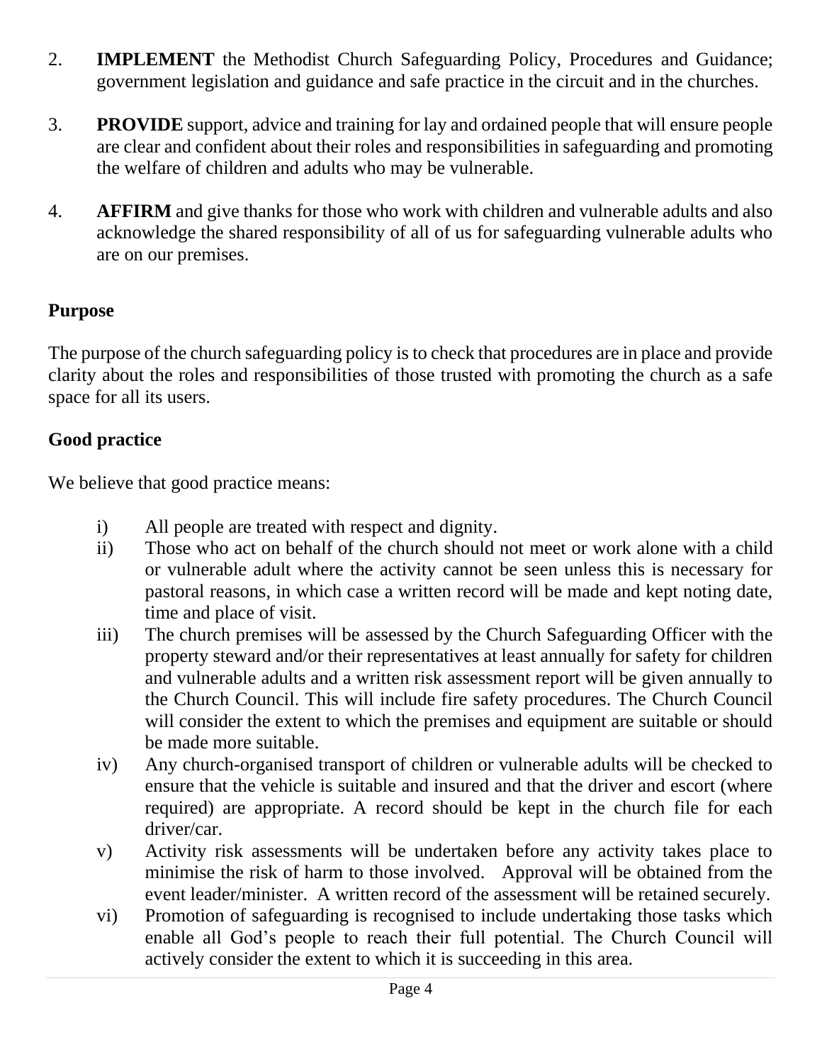2. **IMPLEMENT** the Methodist Church Safeguarding Policy, Procedures and Guidance; government legislation and guidance and safe practice in the circuit and in the churches.

3. **PROVIDE** support, advice and training for lay and ordained people that will ensure people are clear and confident about their roles and responsibilities in safeguarding and promoting the welfare of children and adults who may be vulnerable.

4. **AFFIRM** and give thanks for those who work with children and vulnerable adults and also acknowledge the shared responsibility of all of us for safeguarding vulnerable adults who are on our premises.

**Purpose**

The purpose of the church safeguarding policy is to check that procedures are in place and provide clarity about the roles and responsibilities of those trusted with promoting the church as a safe space for all its users.

**Good practice**

We believe that good practice means:

i) All people are treated with respect and dignity.

ii) Those who act on behalf of the church should not meet or work alone with a child or vulnerable adult where the activity cannot be seen unless this is necessary for pastoral reasons, in which case a written record will be made and kept noting date, time and place of visit.

iii) The church premises will be assessed by the Church Safeguarding Officer with the property steward and/or their representatives at least annually for safety for children and vulnerable adults and a written risk assessment report will be given annually to the Church Council. This will include fire safety procedures. The Church Council will consider the extent to which the premises and equipment are suitable or should be made more suitable.

iv) Any church-organised transport of children or vulnerable adults will be checked to ensure that the vehicle is suitable and insured and that the driver and escort (where required) are appropriate. A record should be kept in the church file for each driver/car.

v) Activity risk assessments will be undertaken before any activity takes place to minimise the risk of harm to those involved. Approval will be obtained from the event leader/minister. A written record of the assessment will be retained securely.

vi) Promotion of safeguarding is recognised to include undertaking those tasks which enable all God's people to reach their full potential. The Church Council will actively consider the extent to which it is succeeding in this area.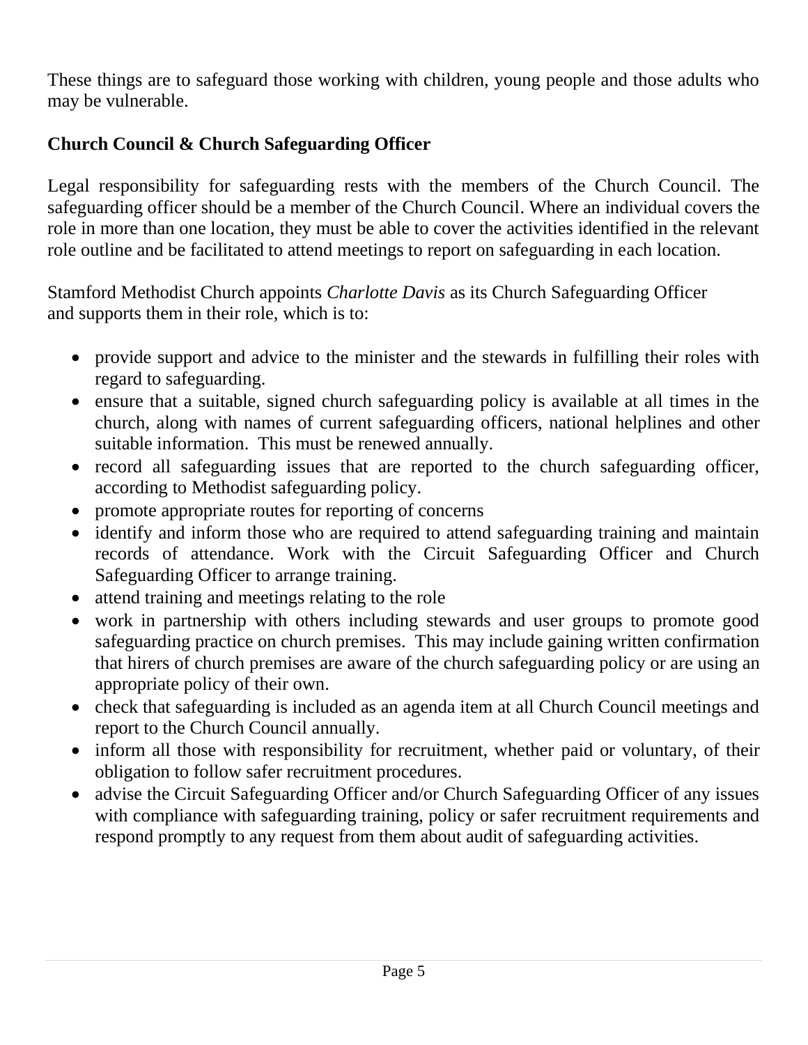These things are to safeguard those working with children, young people and those adults who may be vulnerable.

**Church Council & Church Safeguarding Officer**

Legal responsibility for safeguarding rests with the members of the Church Council. The safeguarding officer should be a member of the Church Council. Where an individual covers the role in more than one location, they must be able to cover the activities identified in the relevant role outline and be facilitated to attend meetings to report on safeguarding in each location.

Stamford Methodist Church appoints *Charlotte Davis* as its Church Safeguarding Officer and supports them in their role, which is to:

- provide support and advice to the minister and the stewards in fulfilling their roles with regard to safeguarding.
- ensure that a suitable, signed church safeguarding policy is available at all times in the church, along with names of current safeguarding officers, national helplines and other suitable information. This must be renewed annually.
- record all safeguarding issues that are reported to the church safeguarding officer, according to Methodist safeguarding policy.
- promote appropriate routes for reporting of concerns
- identify and inform those who are required to attend safeguarding training and maintain records of attendance. Work with the Circuit Safeguarding Officer and Church Safeguarding Officer to arrange training.
- attend training and meetings relating to the role
- work in partnership with others including stewards and user groups to promote good safeguarding practice on church premises. This may include gaining written confirmation that hirers of church premises are aware of the church safeguarding policy or are using an appropriate policy of their own.
- check that safeguarding is included as an agenda item at all Church Council meetings and report to the Church Council annually.
- inform all those with responsibility for recruitment, whether paid or voluntary, of their obligation to follow safer recruitment procedures.
- advise the Circuit Safeguarding Officer and/or Church Safeguarding Officer of any issues with compliance with safeguarding training, policy or safer recruitment requirements and respond promptly to any request from them about audit of safeguarding activities.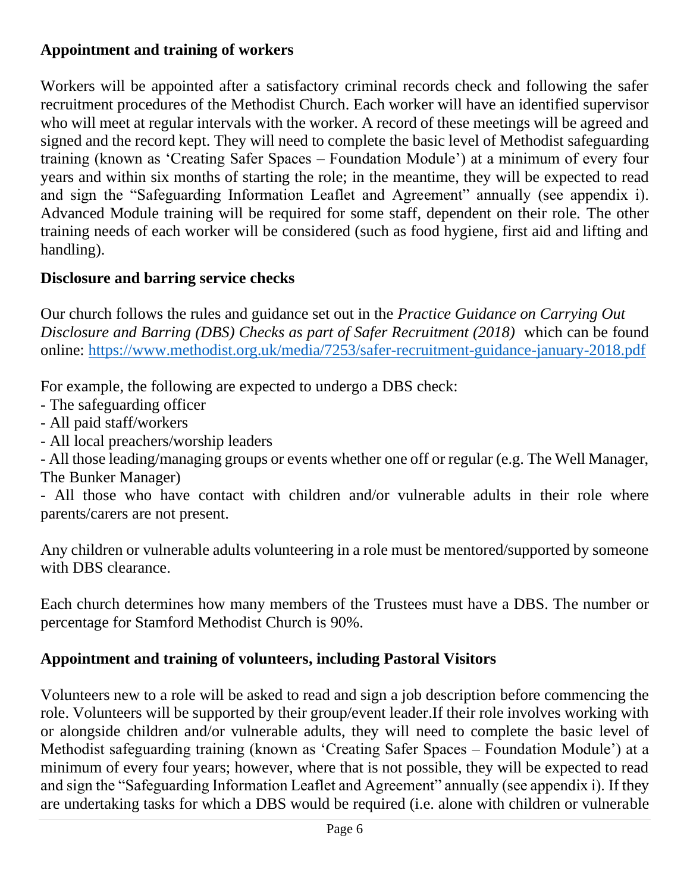## Appointment and training of workers

Workers will be appointed after a satisfactory criminal records check and following the safer recruitment procedures of the Methodist Church. Each worker will have an identified supervisor who will meet at regular intervals with the worker. A record of these meetings will be agreed and signed and the record kept. They will need to complete the basic level of Methodist safeguarding training (known as 'Creating Safer Spaces – Foundation Module') at a minimum of every four years and within six months of starting the role; in the meantime, they will be expected to read and sign the "Safeguarding Information Leaflet and Agreement" annually (see appendix i). Advanced Module training will be required for some staff, dependent on their role. The other training needs of each worker will be considered (such as food hygiene, first aid and lifting and handling).

## Disclosure and barring service checks

Our church follows the rules and guidance set out in the *Practice Guidance on Carrying Out Disclosure and Barring (DBS) Checks as part of Safer Recruitment (2018)* which can be found online: https://www.methodist.org.uk/media/7253/safer-recruitment-guidance-january-2018.pdf

For example, the following are expected to undergo a DBS check:

- The safeguarding officer
- All paid staff/workers
- All local preachers/worship leaders
- All those leading/managing groups or events whether one off or regular (e.g. The Well Manager, The Bunker Manager)
- All those who have contact with children and/or vulnerable adults in their role where parents/carers are not present.

Any children or vulnerable adults volunteering in a role must be mentored/supported by someone with DBS clearance.

Each church determines how many members of the Trustees must have a DBS. The number or percentage for Stamford Methodist Church is 90%.

## Appointment and training of volunteers, including Pastoral Visitors

Volunteers new to a role will be asked to read and sign a job description before commencing the role. Volunteers will be supported by their group/event leader.If their role involves working with or alongside children and/or vulnerable adults, they will need to complete the basic level of Methodist safeguarding training (known as 'Creating Safer Spaces – Foundation Module') at a minimum of every four years; however, where that is not possible, they will be expected to read and sign the "Safeguarding Information Leaflet and Agreement" annually (see appendix i). If they are undertaking tasks for which a DBS would be required (i.e. alone with children or vulnerable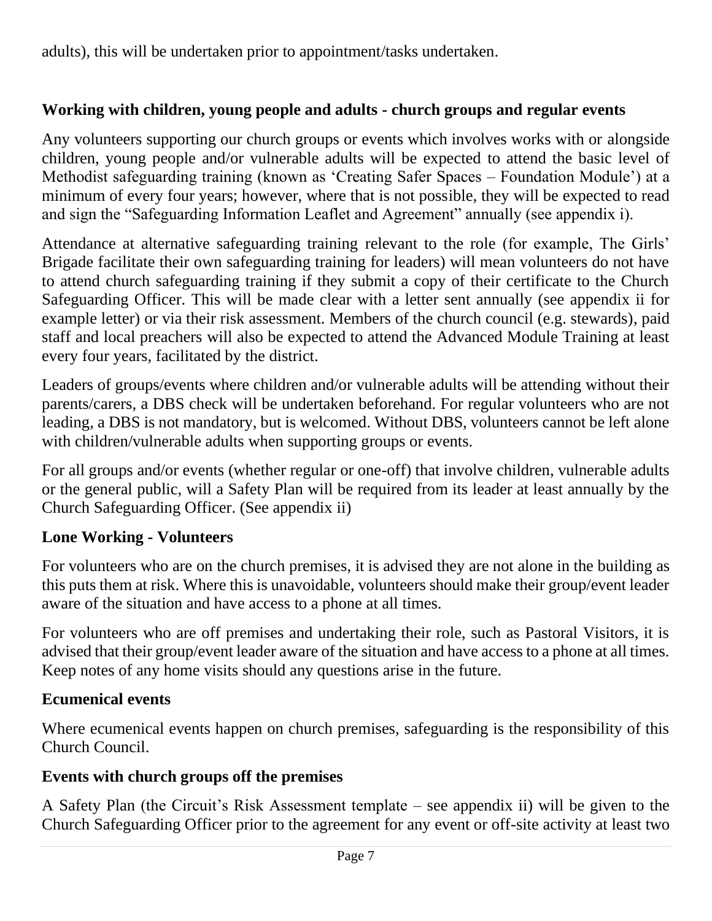adults), this will be undertaken prior to appointment/tasks undertaken.

### Working with children, young people and adults - church groups and regular events

Any volunteers supporting our church groups or events which involves works with or alongside children, young people and/or vulnerable adults will be expected to attend the basic level of Methodist safeguarding training (known as 'Creating Safer Spaces – Foundation Module') at a minimum of every four years; however, where that is not possible, they will be expected to read and sign the "Safeguarding Information Leaflet and Agreement" annually (see appendix i).

Attendance at alternative safeguarding training relevant to the role (for example, The Girls' Brigade facilitate their own safeguarding training for leaders) will mean volunteers do not have to attend church safeguarding training if they submit a copy of their certificate to the Church Safeguarding Officer. This will be made clear with a letter sent annually (see appendix ii for example letter) or via their risk assessment. Members of the church council (e.g. stewards), paid staff and local preachers will also be expected to attend the Advanced Module Training at least every four years, facilitated by the district.

Leaders of groups/events where children and/or vulnerable adults will be attending without their parents/carers, a DBS check will be undertaken beforehand. For regular volunteers who are not leading, a DBS is not mandatory, but is welcomed. Without DBS, volunteers cannot be left alone with children/vulnerable adults when supporting groups or events.

For all groups and/or events (whether regular or one-off) that involve children, vulnerable adults or the general public, will a Safety Plan will be required from its leader at least annually by the Church Safeguarding Officer. (See appendix ii)

### Lone Working - Volunteers

For volunteers who are on the church premises, it is advised they are not alone in the building as this puts them at risk. Where this is unavoidable, volunteers should make their group/event leader aware of the situation and have access to a phone at all times.

For volunteers who are off premises and undertaking their role, such as Pastoral Visitors, it is advised that their group/event leader aware of the situation and have access to a phone at all times. Keep notes of any home visits should any questions arise in the future.

### Ecumenical events

Where ecumenical events happen on church premises, safeguarding is the responsibility of this Church Council.

### Events with church groups off the premises

A Safety Plan (the Circuit's Risk Assessment template – see appendix ii) will be given to the Church Safeguarding Officer prior to the agreement for any event or off-site activity at least two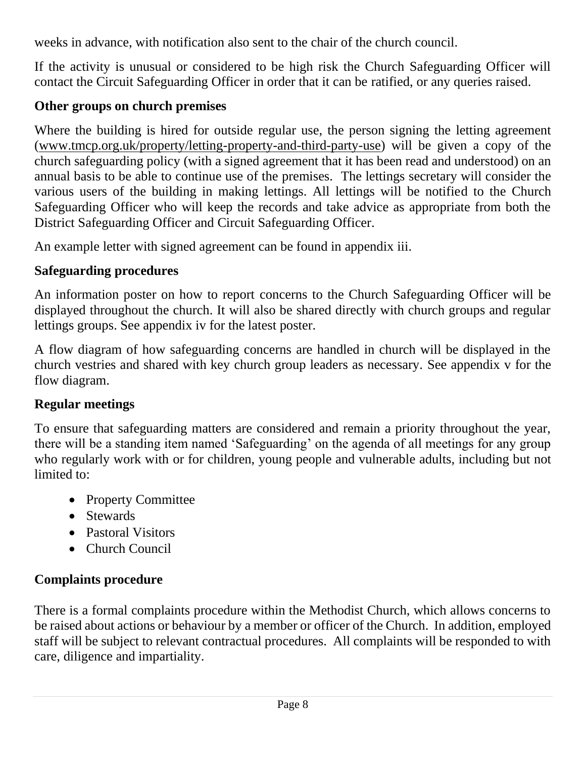weeks in advance, with notification also sent to the chair of the church council.

If the activity is unusual or considered to be high risk the Church Safeguarding Officer will contact the Circuit Safeguarding Officer in order that it can be ratified, or any queries raised.

**Other groups on church premises**

Where the building is hired for outside regular use, the person signing the letting agreement (www.tmcp.org.uk/property/letting-property-and-third-party-use) will be given a copy of the church safeguarding policy (with a signed agreement that it has been read and understood) on an annual basis to be able to continue use of the premises. The lettings secretary will consider the various users of the building in making lettings. All lettings will be notified to the Church Safeguarding Officer who will keep the records and take advice as appropriate from both the District Safeguarding Officer and Circuit Safeguarding Officer.

An example letter with signed agreement can be found in appendix iii.

**Safeguarding procedures**

An information poster on how to report concerns to the Church Safeguarding Officer will be displayed throughout the church. It will also be shared directly with church groups and regular lettings groups. See appendix iv for the latest poster.

A flow diagram of how safeguarding concerns are handled in church will be displayed in the church vestries and shared with key church group leaders as necessary. See appendix v for the flow diagram.

**Regular meetings**

To ensure that safeguarding matters are considered and remain a priority throughout the year, there will be a standing item named 'Safeguarding' on the agenda of all meetings for any group who regularly work with or for children, young people and vulnerable adults, including but not limited to:

- Property Committee
- Stewards
- Pastoral Visitors
- Church Council

**Complaints procedure**

There is a formal complaints procedure within the Methodist Church, which allows concerns to be raised about actions or behaviour by a member or officer of the Church. In addition, employed staff will be subject to relevant contractual procedures. All complaints will be responded to with care, diligence and impartiality.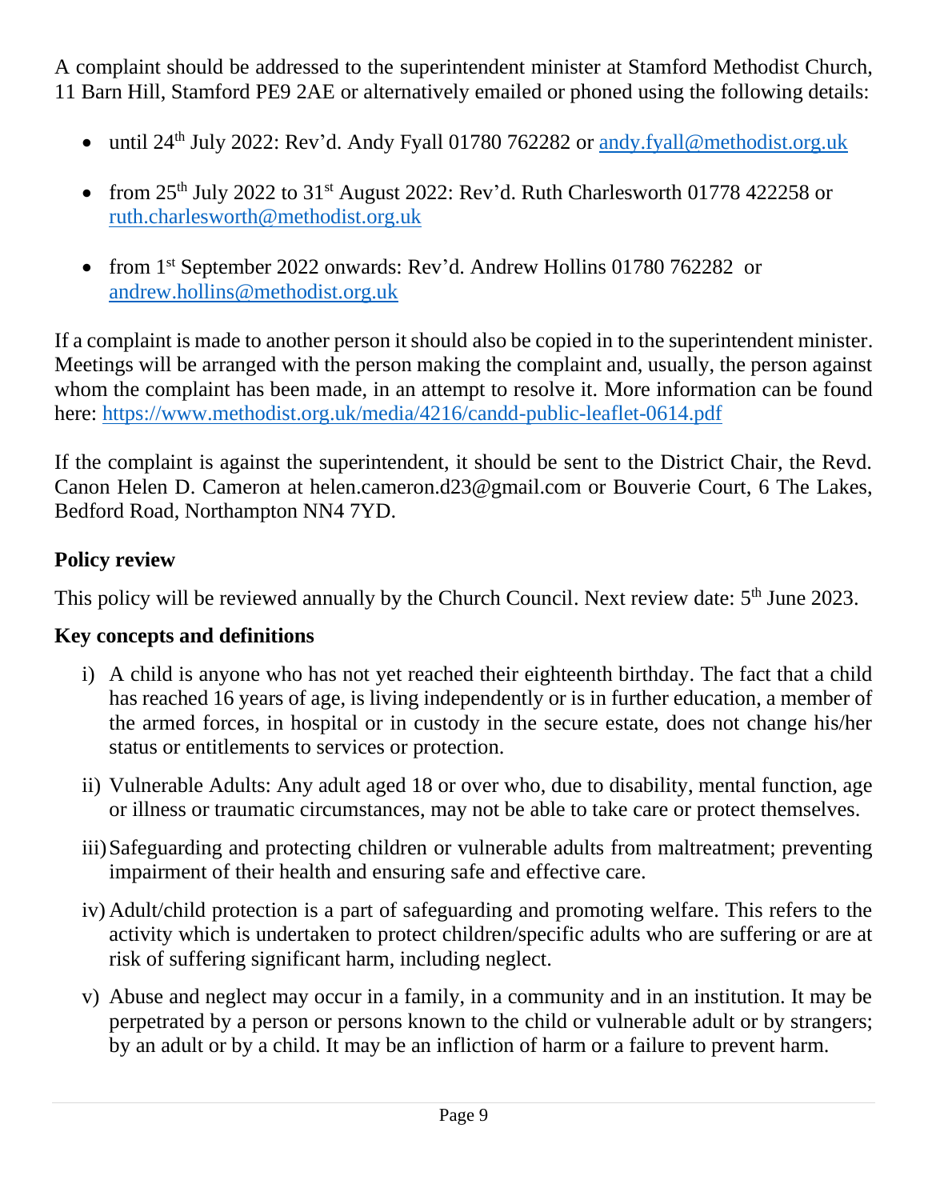A complaint should be addressed to the superintendent minister at Stamford Methodist Church, 11 Barn Hill, Stamford PE9 2AE or alternatively emailed or phoned using the following details:

- until 24th July 2022: Rev'd. Andy Fyall 01780 762282 or andy.fyall@methodist.org.uk
- from 25th July 2022 to 31st August 2022: Rev'd. Ruth Charlesworth 01778 422258 or ruth.charlesworth@methodist.org.uk
- from 1st September 2022 onwards: Rev'd. Andrew Hollins 01780 762282 or andrew.hollins@methodist.org.uk

If a complaint is made to another person it should also be copied in to the superintendent minister. Meetings will be arranged with the person making the complaint and, usually, the person against whom the complaint has been made, in an attempt to resolve it. More information can be found here: https://www.methodist.org.uk/media/4216/candd-public-leaflet-0614.pdf

If the complaint is against the superintendent, it should be sent to the District Chair, the Revd. Canon Helen D. Cameron at helen.cameron.d23@gmail.com or Bouverie Court, 6 The Lakes, Bedford Road, Northampton NN4 7YD.

**Policy review**

This policy will be reviewed annually by the Church Council. Next review date: 5th June 2023.

**Key concepts and definitions**

i) A child is anyone who has not yet reached their eighteenth birthday. The fact that a child has reached 16 years of age, is living independently or is in further education, a member of the armed forces, in hospital or in custody in the secure estate, does not change his/her status or entitlements to services or protection.

ii) Vulnerable Adults: Any adult aged 18 or over who, due to disability, mental function, age or illness or traumatic circumstances, may not be able to take care or protect themselves.

iii) Safeguarding and protecting children or vulnerable adults from maltreatment; preventing impairment of their health and ensuring safe and effective care.

iv) Adult/child protection is a part of safeguarding and promoting welfare. This refers to the activity which is undertaken to protect children/specific adults who are suffering or are at risk of suffering significant harm, including neglect.

v) Abuse and neglect may occur in a family, in a community and in an institution. It may be perpetrated by a person or persons known to the child or vulnerable adult or by strangers; by an adult or by a child. It may be an infliction of harm or a failure to prevent harm.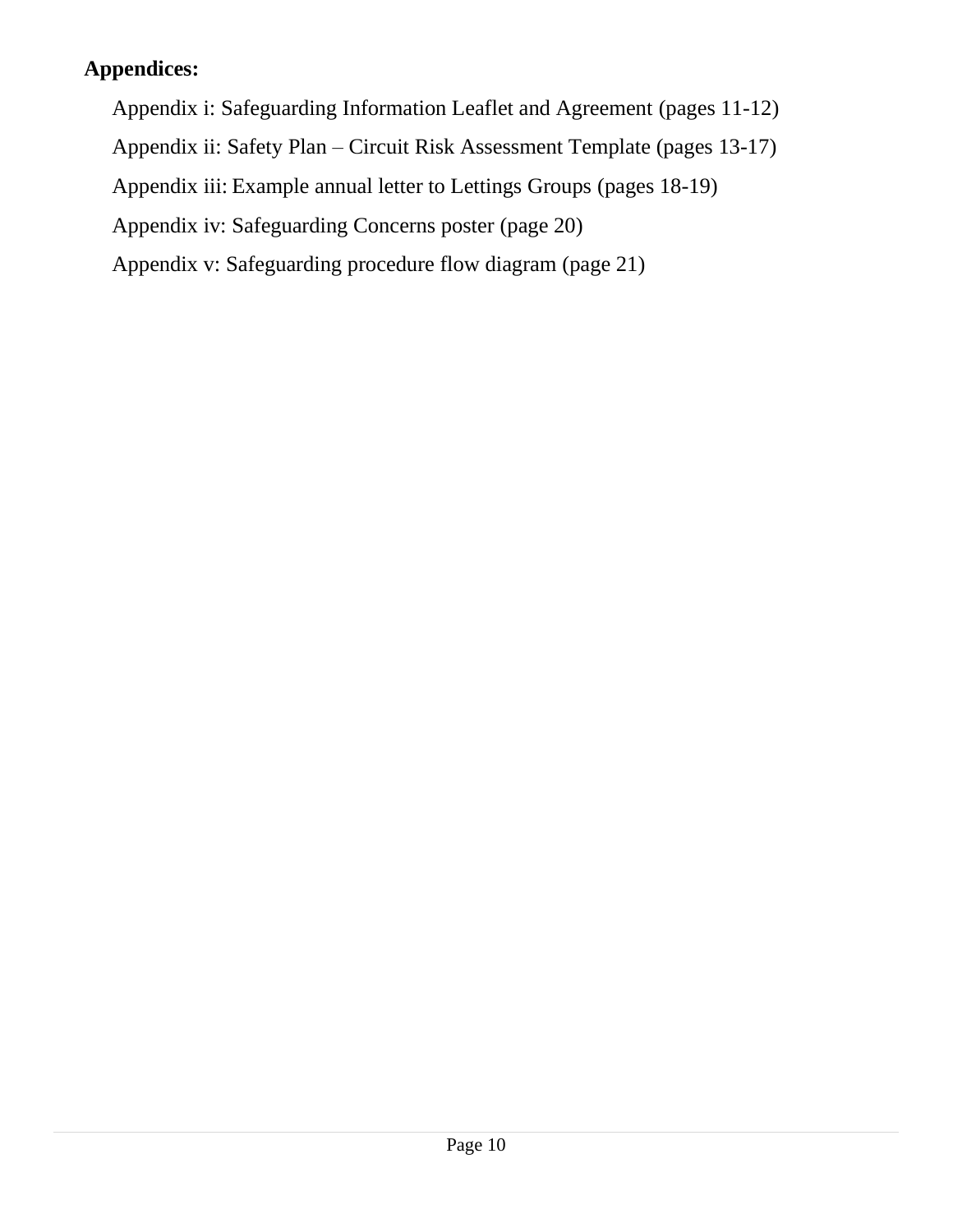**Appendices:**

Appendix i: Safeguarding Information Leaflet and Agreement (pages 11-12)

Appendix ii: Safety Plan – Circuit Risk Assessment Template (pages 13-17)

Appendix iii: Example annual letter to Lettings Groups (pages 18-19)

Appendix iv: Safeguarding Concerns poster (page 20)

Appendix v: Safeguarding procedure flow diagram (page 21)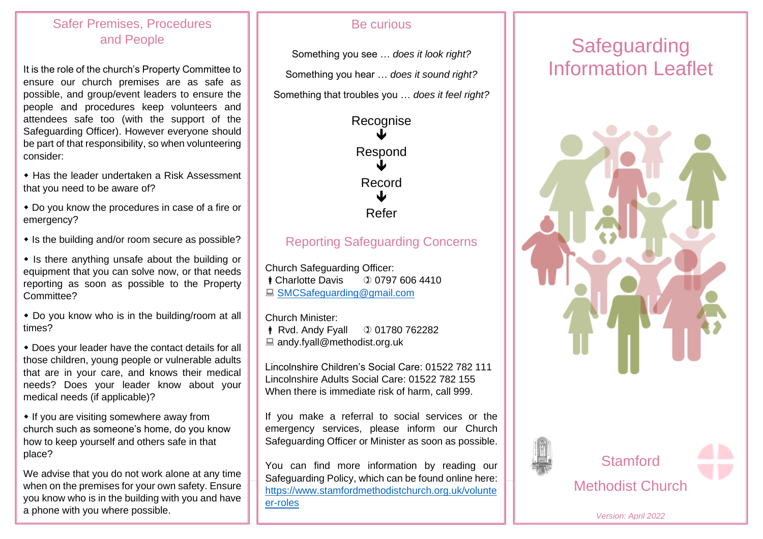## Safer Premises, Procedures and People

It is the role of the church's Property Committee to ensure our church premises are as safe as possible, and group/event leaders to ensure the people and procedures keep volunteers and attendees safe too (with the support of the Safeguarding Officer). However everyone should be part of that responsibility, so when volunteering consider:

- Has the leader undertaken a Risk Assessment that you need to be aware of?
- Do you know the procedures in case of a fire or emergency?
- Is the building and/or room secure as possible?
- Is there anything unsafe about the building or equipment that you can solve now, or that needs reporting as soon as possible to the Property Committee?
- Do you know who is in the building/room at all times?
- Does your leader have the contact details for all those children, young people or vulnerable adults that are in your care, and knows their medical needs? Does your leader know about your medical needs (if applicable)?
- If you are visiting somewhere away from church such as someone's home, do you know how to keep yourself and others safe in that place?

We advise that you do not work alone at any time when on the premises for your own safety. Ensure you know who is in the building with you and have a phone with you where possible.

## Be curious

Something you see … *does it look right?*

Something you hear … *does it sound right?*

Something that troubles you … *does it feel right?*

Recognise
↓
Respond
↓
Record
↓
Refer

## Reporting Safeguarding Concerns

Church Safeguarding Officer:
Charlotte Davis ✆ 0797 606 4410
SMCSafeguarding@gmail.com

Church Minister:
Rvd. Andy Fyall ✆ 01780 762282
andy.fyall@methodist.org.uk

Lincolnshire Children's Social Care: 01522 782 111
Lincolnshire Adults Social Care: 01522 782 155
When there is immediate risk of harm, call 999.

If you make a referral to social services or the emergency services, please inform our Church Safeguarding Officer or Minister as soon as possible.

You can find more information by reading our Safeguarding Policy, which can be found online here: https://www.stamfordmethodistchurch.org.uk/volunteer-roles

# Safeguarding Information Leaflet

Stamford Methodist Church

*Version: April 2022*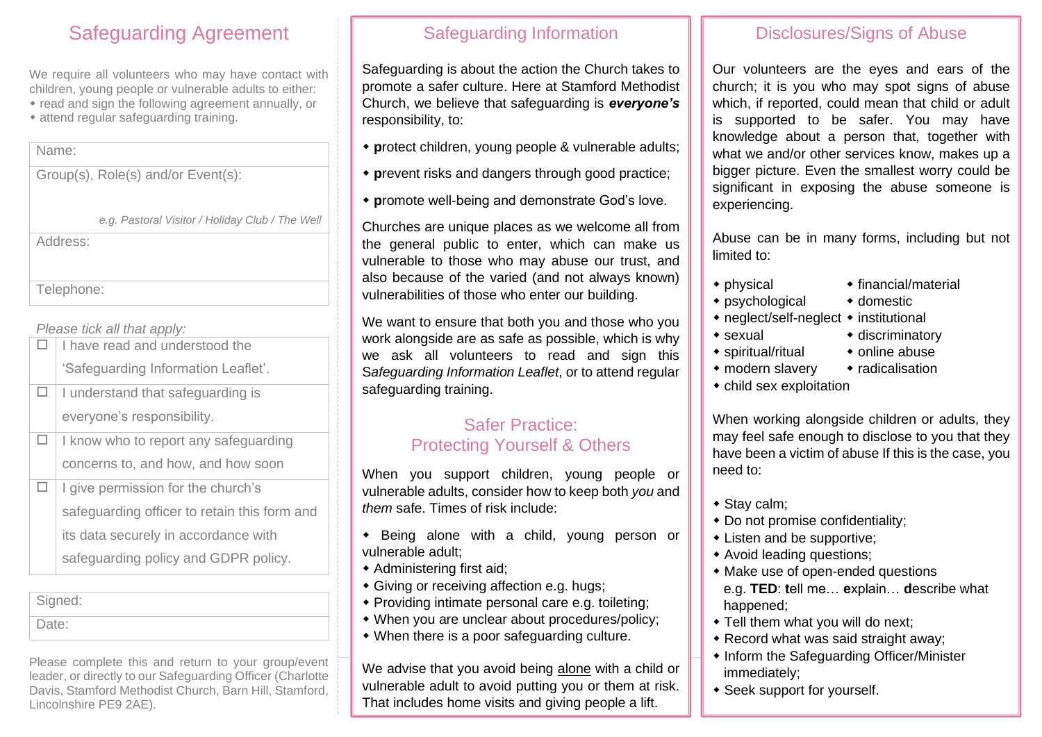# Safeguarding Agreement

We require all volunteers who may have contact with children, young people or vulnerable adults to either:

- read and sign the following agreement annually, or
- attend regular safeguarding training.

| Name: |
|---|
| Group(s), Role(s) and/or Event(s): *e.g. Pastoral Visitor / Holiday Club / The Well* |
| Address: |
| Telephone: |

*Please tick all that apply:*

| | |
|---|---|
| ☐ | I have read and understood the 'Safeguarding Information Leaflet'. |
| ☐ | I understand that safeguarding is everyone's responsibility. |
| ☐ | I know who to report any safeguarding concerns to, and how, and how soon |
| ☐ | I give permission for the church's safeguarding officer to retain this form and its data securely in accordance with safeguarding policy and GDPR policy. |

| Signed: |
|---|
| Date: |

Please complete this and return to your group/event leader, or directly to our Safeguarding Officer (Charlotte Davis, Stamford Methodist Church, Barn Hill, Stamford, Lincolnshire PE9 2AE).

# Safeguarding Information

Safeguarding is about the action the Church takes to promote a safer culture. Here at Stamford Methodist Church, we believe that safeguarding is ***everyone's*** responsibility, to:

- **p**rotect children, young people & vulnerable adults;
- **p**revent risks and dangers through good practice;
- **p**romote well-being and demonstrate God's love.

Churches are unique places as we welcome all from the general public to enter, which can make us vulnerable to those who may abuse our trust, and also because of the varied (and not always known) vulnerabilities of those who enter our building.

We want to ensure that both you and those who you work alongside are as safe as possible, which is why we ask all volunteers to read and sign this *Safeguarding Information Leaflet*, or to attend regular safeguarding training.

## Safer Practice: Protecting Yourself & Others

When you support children, young people or vulnerable adults, consider how to keep both *you* and *them* safe. Times of risk include:

- Being alone with a child, young person or vulnerable adult;
- Administering first aid;
- Giving or receiving affection e.g. hugs;
- Providing intimate personal care e.g. toileting;
- When you are unclear about procedures/policy;
- When there is a poor safeguarding culture.

We advise that you avoid being <u>alone</u> with a child or vulnerable adult to avoid putting you or them at risk. That includes home visits and giving people a lift.

# Disclosures/Signs of Abuse

Our volunteers are the eyes and ears of the church; it is you who may spot signs of abuse which, if reported, could mean that child or adult is supported to be safer. You may have knowledge about a person that, together with what we and/or other services know, makes up a bigger picture. Even the smallest worry could be significant in exposing the abuse someone is experiencing.

Abuse can be in many forms, including but not limited to:

- physical
- psychological
- neglect/self-neglect
- sexual
- spiritual/ritual
- modern slavery
- child sex exploitation
- financial/material
- domestic
- institutional
- discriminatory
- online abuse
- radicalisation

When working alongside children or adults, they may feel safe enough to disclose to you that they have been a victim of abuse If this is the case, you need to:

- Stay calm;
- Do not promise confidentiality;
- Listen and be supportive;
- Avoid leading questions;
- Make use of open-ended questions e.g. **TED**: **t**ell me… **e**xplain… **d**escribe what happened;
- Tell them what you will do next;
- Record what was said straight away;
- Inform the Safeguarding Officer/Minister immediately;
- Seek support for yourself.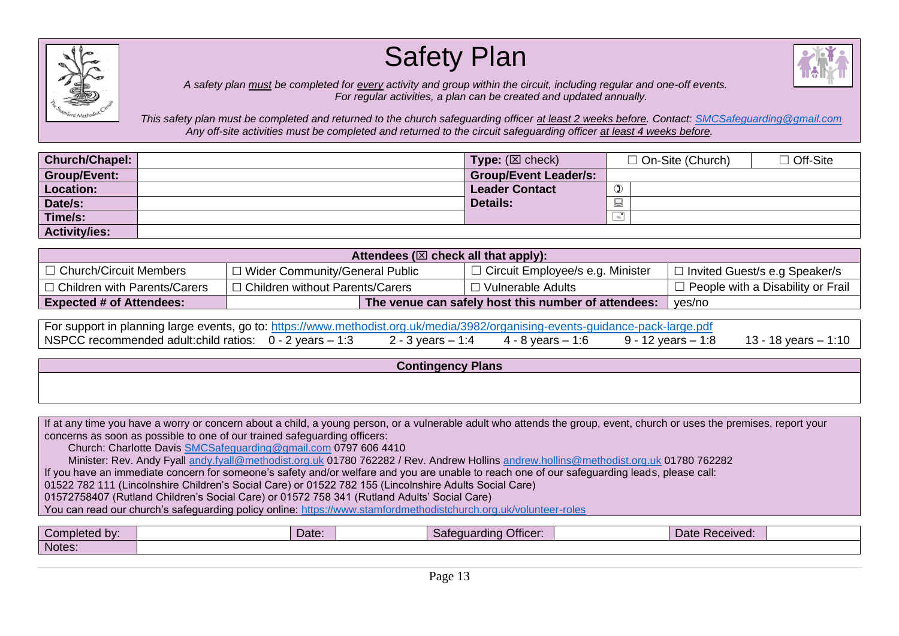# Safety Plan

*A safety plan must be completed for every activity and group within the circuit, including regular and one-off events.*
*For regular activities, a plan can be created and updated annually.*

*This safety plan must be completed and returned to the church safeguarding officer at least 2 weeks before. Contact: SMCSafeguarding@gmail.com*
*Any off-site activities must be completed and returned to the circuit safeguarding officer at least 4 weeks before.*

| **Church/Chapel:** | | **Type:** (☒ check) | ☐ On-Site (Church) | ☐ Off-Site |
|---|---|---|---|---|
| **Group/Event:** | | **Group/Event Leader/s:** | | |
| **Location:** | | **Leader Contact Details:** | ✆ | |
| **Date/s:** | | | 💻 | |
| **Time/s:** | | | ✉ | |
| **Activity/ies:** | | | | |

| **Attendees (☒ check all that apply):** | | | |
|---|---|---|---|
| ☐ Church/Circuit Members | ☐ Wider Community/General Public | ☐ Circuit Employee/s e.g. Minister | ☐ Invited Guest/s e.g Speaker/s |
| ☐ Children with Parents/Carers | ☐ Children without Parents/Carers | ☐ Vulnerable Adults | ☐ People with a Disability or Frail |
| **Expected # of Attendees:** | | **The venue can safely host this number of attendees:** | yes/no |

For support in planning large events, go to: https://www.methodist.org.uk/media/3982/organising-events-guidance-pack-large.pdf
NSPCC recommended adult:child ratios: 0 - 2 years – 1:3 | 2 - 3 years – 1:4 | 4 - 8 years – 1:6 | 9 - 12 years – 1:8 | 13 - 18 years – 1:10

| **Contingency Plans** |
|---|
| |

If at any time you have a worry or concern about a child, a young person, or a vulnerable adult who attends the group, event, church or uses the premises, report your concerns as soon as possible to one of our trained safeguarding officers:

Church: Charlotte Davis SMCSafeguarding@gmail.com 0797 606 4410
Minister: Rev. Andy Fyall andy.fyall@methodist.org.uk 01780 762282 / Rev. Andrew Hollins andrew.hollins@methodist.org.uk 01780 762282

If you have an immediate concern for someone's safety and/or welfare and you are unable to reach one of our safeguarding leads, please call:
01522 782 111 (Lincolnshire Children's Social Care) or 01522 782 155 (Lincolnshire Adults Social Care)
01572758407 (Rutland Children's Social Care) or 01572 758 341 (Rutland Adults' Social Care)
You can read our church's safeguarding policy online: https://www.stamfordmethodistchurch.org.uk/volunteer-roles

| Completed by: | | Date: | | Safeguarding Officer: | | Date Received: | |
|---|---|---|---|---|---|---|---|
| Notes: | | | | | | | |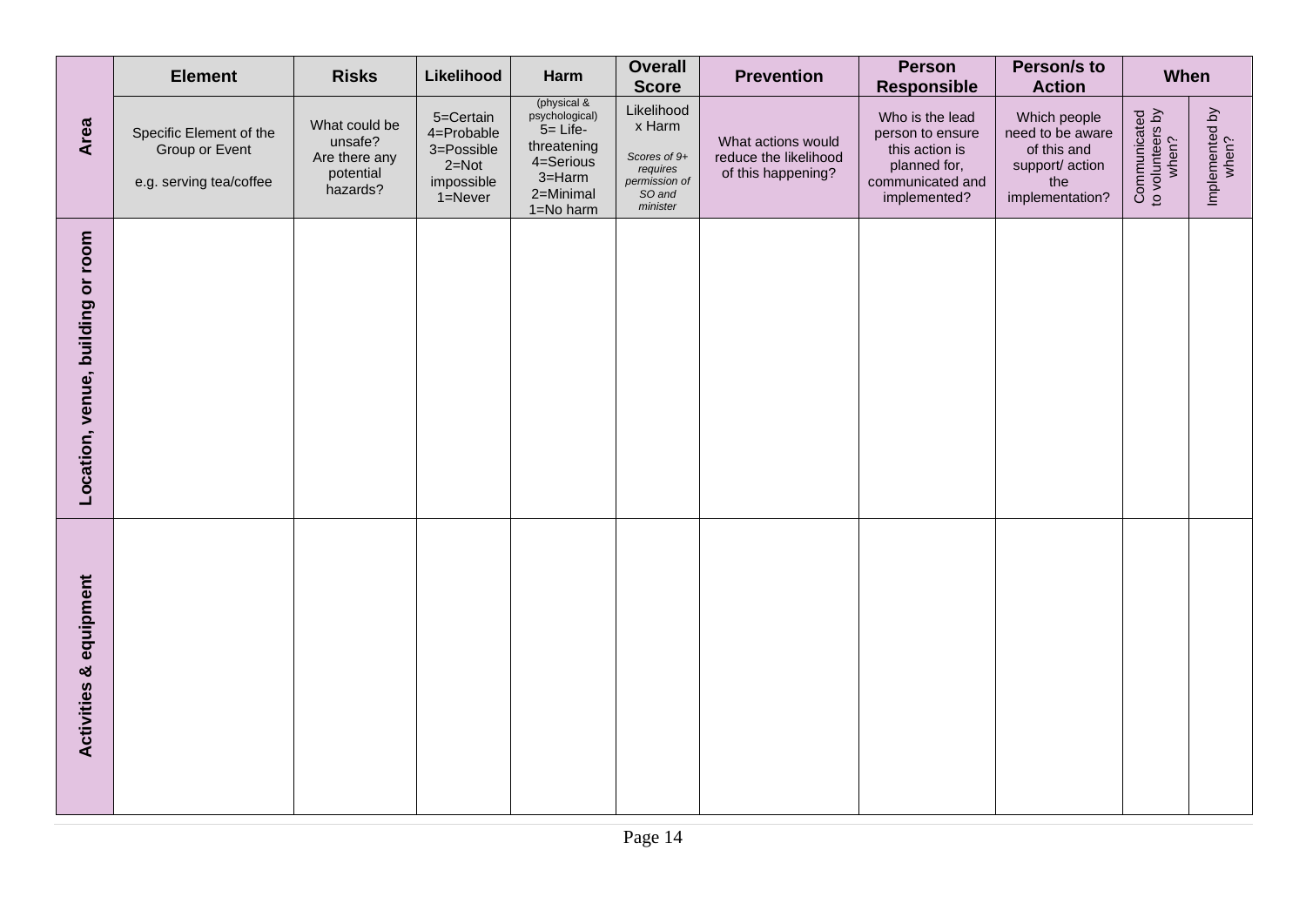| Area | Element | Risks | Likelihood | Harm | Overall Score | Prevention | Person Responsible | Person/s to Action | When | |
|---|---|---|---|---|---|---|---|---|---|---|
| | Specific Element of the Group or Event<br><br>e.g. serving tea/coffee | What could be unsafe? Are there any potential hazards? | 5=Certain<br>4=Probable<br>3=Possible<br>2=Not impossible<br>1=Never | (physical & psychological)<br>5= Life-threatening<br>4=Serious<br>3=Harm<br>2=Minimal<br>1=No harm | Likelihood x Harm<br><br>*Scores of 9+ requires permission of SO and minister* | What actions would reduce the likelihood of this happening? | Who is the lead person to ensure this action is planned for, communicated and implemented? | Which people need to be aware of this and support/ action the implementation? | Communicated to volunteers by when? | Implemented by when? |
| **Location, venue, building or room** | | | | | | | | | | |
| **Activities & equipment** | | | | | | | | | | |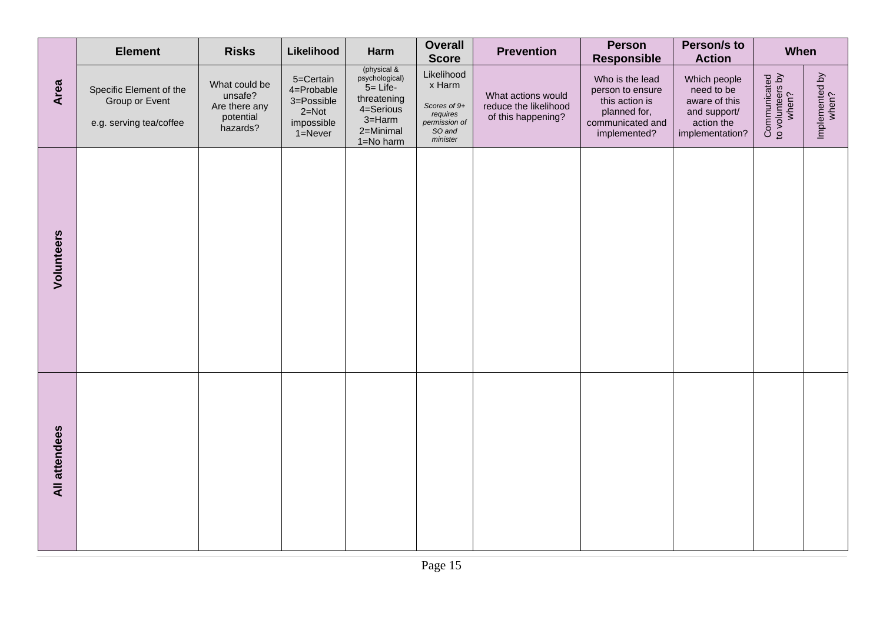| Area | Element | Risks | Likelihood | Harm | Overall Score | Prevention | Person Responsible | Person/s to Action | When | |
|---|---|---|---|---|---|---|---|---|---|---|
| | Specific Element of the Group or Event<br><br>e.g. serving tea/coffee | What could be unsafe?<br>Are there any potential hazards? | 5=Certain<br>4=Probable<br>3=Possible<br>2=Not impossible<br>1=Never | (physical & psychological)<br>5= Life-threatening<br>4=Serious<br>3=Harm<br>2=Minimal<br>1=No harm | Likelihood x Harm<br><br>*Scores of 9+ requires permission of SO and minister* | What actions would reduce the likelihood of this happening? | Who is the lead person to ensure this action is planned for, communicated and implemented? | Which people need to be aware of this and support/ action the implementation? | Communicated to volunteers by when? | Implemented by when? |
| **Volunteers** | | | | | | | | | | |
| **All attendees** | | | | | | | | | | |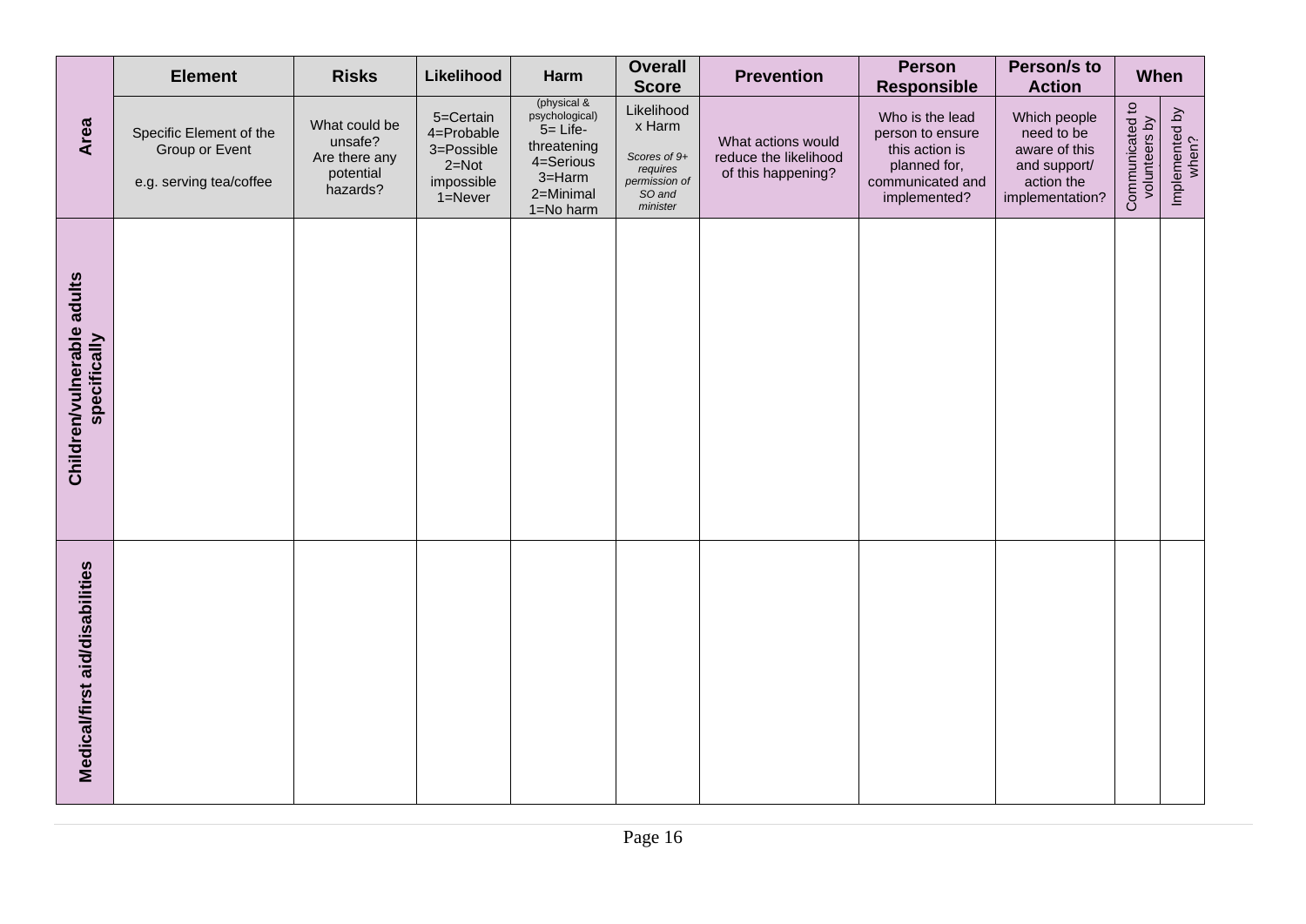| Area | Element | Risks | Likelihood | Harm | Overall Score | Prevention | Person Responsible | Person/s to Action | When | |
|---|---|---|---|---|---|---|---|---|---|---|
| | Specific Element of the Group or Event<br><br>e.g. serving tea/coffee | What could be unsafe? Are there any potential hazards? | 5=Certain<br>4=Probable<br>3=Possible<br>2=Not impossible<br>1=Never | (physical & psychological)<br>5= Life-threatening<br>4=Serious<br>3=Harm<br>2=Minimal<br>1=No harm | Likelihood x Harm<br><br>*Scores of 9+ requires permission of SO and minister* | What actions would reduce the likelihood of this happening? | Who is the lead person to ensure this action is planned for, communicated and implemented? | Which people need to be aware of this and support/ action the implementation? | Communicated to volunteers by | Implemented by when? |
| **Children/vulnerable adults specifically** | | | | | | | | | | |
| **Medical/first aid/disabilities** | | | | | | | | | | |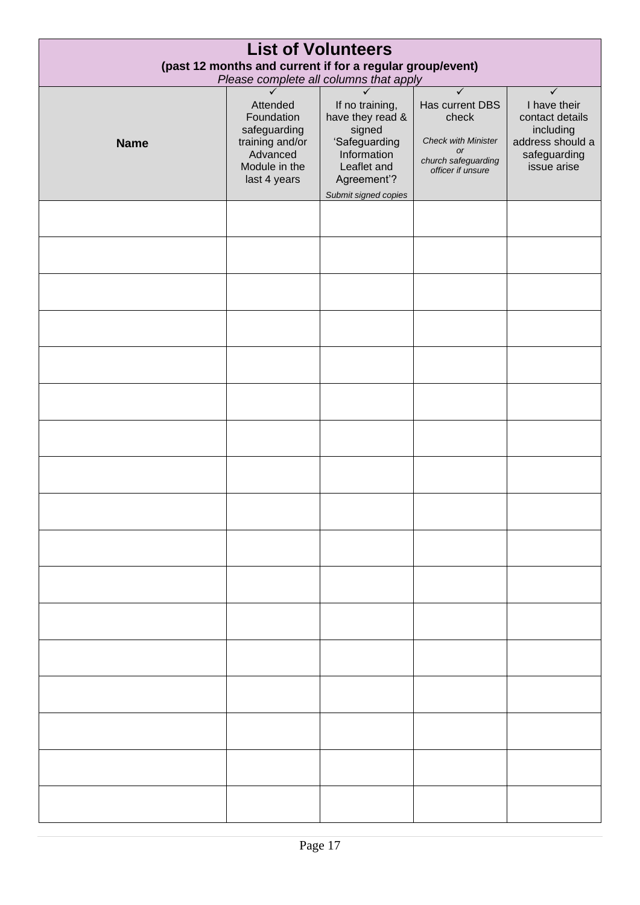# List of Volunteers

**(past 12 months and current if for a regular group/event)**

*Please complete all columns that apply*

| **Name** | ✓ Attended Foundation safeguarding training and/or Advanced Module in the last 4 years | ✓ If no training, have they read & signed 'Safeguarding Information Leaflet and Agreement'? *Submit signed copies* | ✓ Has current DBS check *Check with Minister or church safeguarding officer if unsure* | ✓ I have their contact details including address should a safeguarding issue arise |
|---|---|---|---|---|
| | | | | |
| | | | | |
| | | | | |
| | | | | |
| | | | | |
| | | | | |
| | | | | |
| | | | | |
| | | | | |
| | | | | |
| | | | | |
| | | | | |
| | | | | |
| | | | | |
| | | | | |
| | | | | |
| | | | | |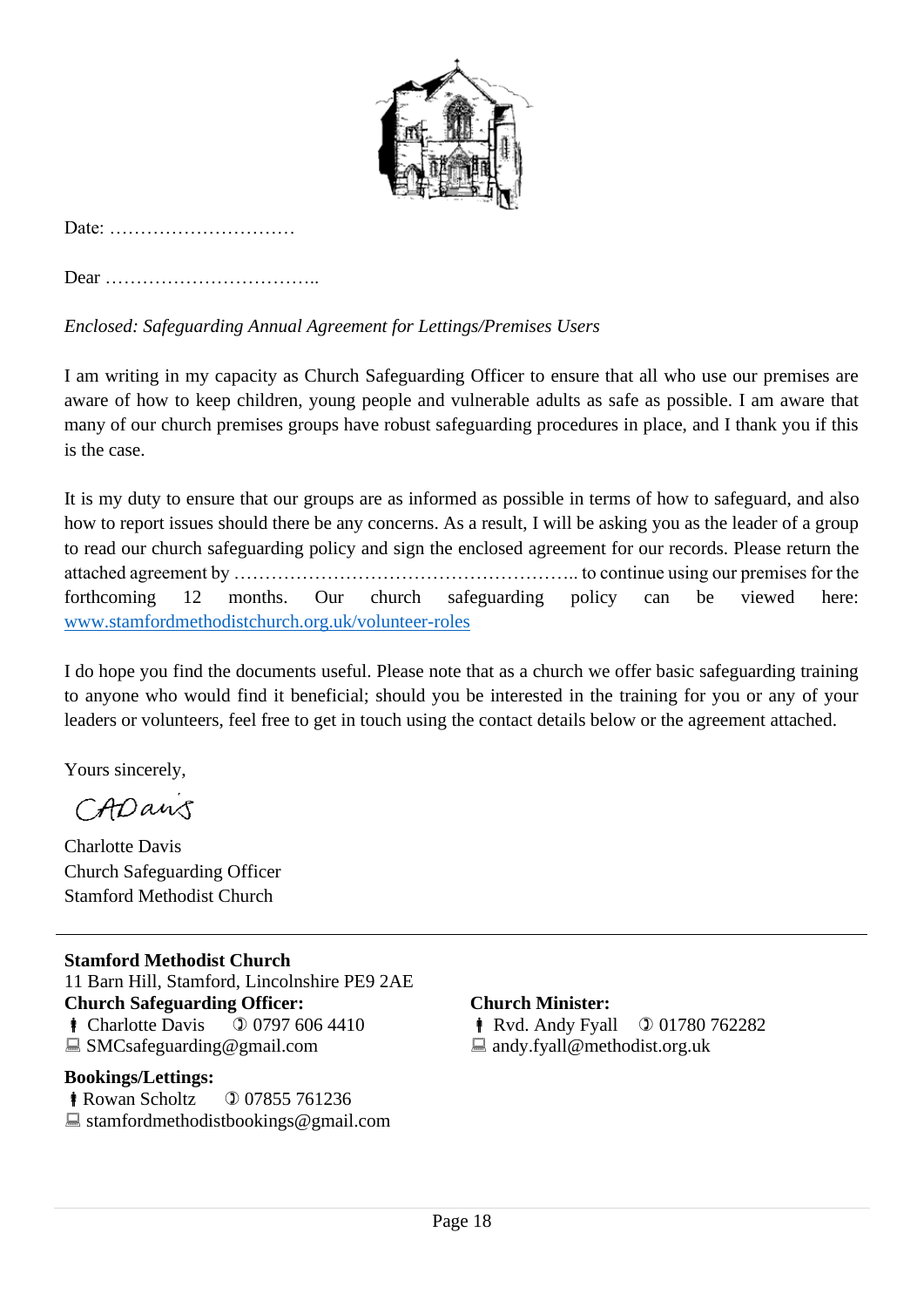Date: …………………………

Dear ……………………………..

*Enclosed: Safeguarding Annual Agreement for Lettings/Premises Users*

I am writing in my capacity as Church Safeguarding Officer to ensure that all who use our premises are aware of how to keep children, young people and vulnerable adults as safe as possible. I am aware that many of our church premises groups have robust safeguarding procedures in place, and I thank you if this is the case.

It is my duty to ensure that our groups are as informed as possible in terms of how to safeguard, and also how to report issues should there be any concerns. As a result, I will be asking you as the leader of a group to read our church safeguarding policy and sign the enclosed agreement for our records. Please return the attached agreement by ……………………………………………….. to continue using our premises for the forthcoming 12 months. Our church safeguarding policy can be viewed here: [www.stamfordmethodistchurch.org.uk/volunteer-roles](http://www.stamfordmethodistchurch.org.uk/volunteer-roles)

I do hope you find the documents useful. Please note that as a church we offer basic safeguarding training to anyone who would find it beneficial; should you be interested in the training for you or any of your leaders or volunteers, feel free to get in touch using the contact details below or the agreement attached.

Yours sincerely,

CADavis

Charlotte Davis
Church Safeguarding Officer
Stamford Methodist Church

---

**Stamford Methodist Church**
11 Barn Hill, Stamford, Lincolnshire PE9 2AE

**Church Safeguarding Officer:**
Charlotte Davis 0797 606 4410
SMCsafeguarding@gmail.com

**Bookings/Lettings:**
Rowan Scholtz 07855 761236
stamfordmethodistbookings@gmail.com

**Church Minister:**
Rvd. Andy Fyall 01780 762282
andy.fyall@methodist.org.uk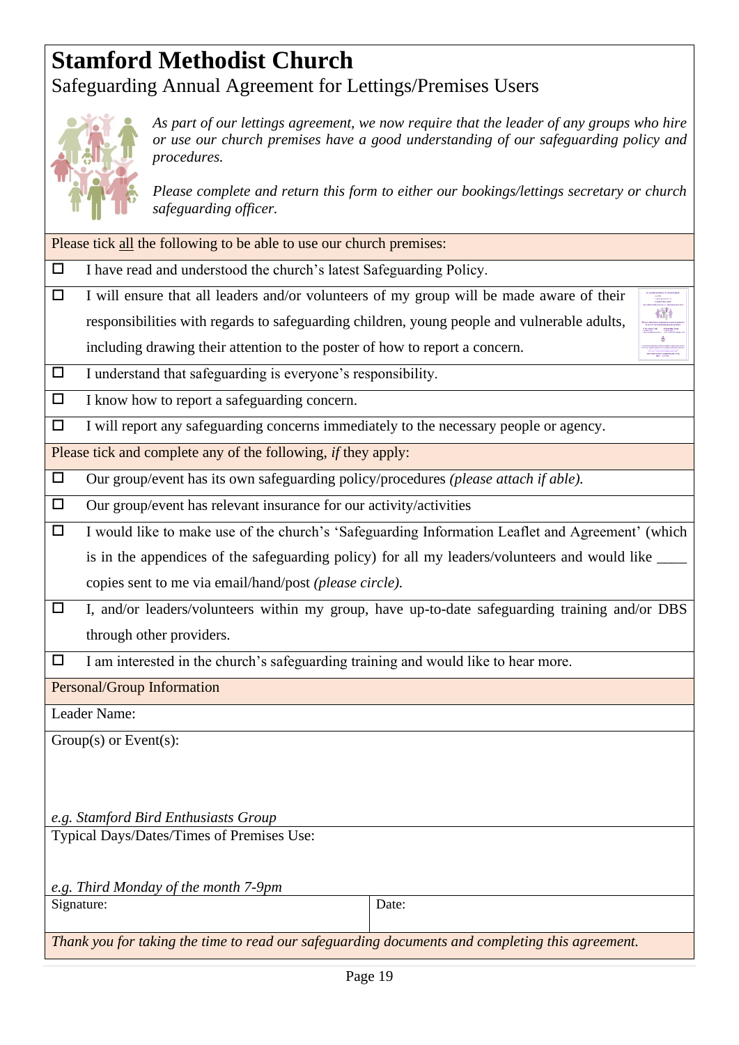# Stamford Methodist Church

## Safeguarding Annual Agreement for Lettings/Premises Users

*As part of our lettings agreement, we now require that the leader of any groups who hire or use our church premises have a good understanding of our safeguarding policy and procedures.*

*Please complete and return this form to either our bookings/lettings secretary or church safeguarding officer.*

Please tick all the following to be able to use our church premises:

- ☐ I have read and understood the church's latest Safeguarding Policy.
- ☐ I will ensure that all leaders and/or volunteers of my group will be made aware of their responsibilities with regards to safeguarding children, young people and vulnerable adults, including drawing their attention to the poster of how to report a concern.
- ☐ I understand that safeguarding is everyone's responsibility.
- ☐ I know how to report a safeguarding concern.
- ☐ I will report any safeguarding concerns immediately to the necessary people or agency.

Please tick and complete any of the following, *if* they apply:

- ☐ Our group/event has its own safeguarding policy/procedures *(please attach if able).*
- ☐ Our group/event has relevant insurance for our activity/activities
- ☐ I would like to make use of the church's 'Safeguarding Information Leaflet and Agreement' (which is in the appendices of the safeguarding policy) for all my leaders/volunteers and would like ____ copies sent to me via email/hand/post *(please circle).*
- ☐ I, and/or leaders/volunteers within my group, have up-to-date safeguarding training and/or DBS through other providers.
- ☐ I am interested in the church's safeguarding training and would like to hear more.

Personal/Group Information

Leader Name:

Group(s) or Event(s):

*e.g. Stamford Bird Enthusiasts Group*

Typical Days/Dates/Times of Premises Use:

*e.g. Third Monday of the month 7-9pm*

| Signature: | Date: |
|---|---|

*Thank you for taking the time to read our safeguarding documents and completing this agreement.*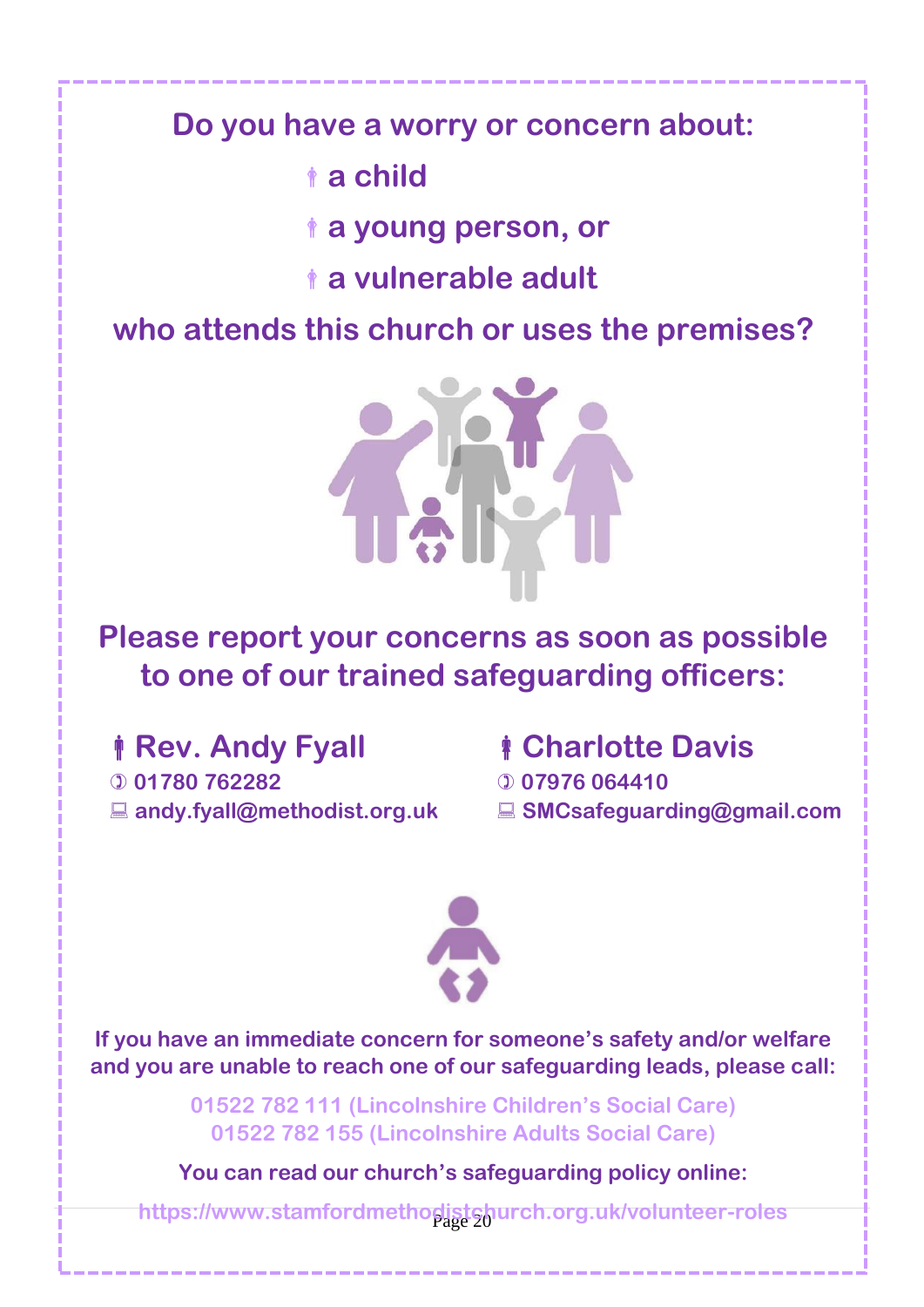## Do you have a worry or concern about:

- a child
- a young person, or
- a vulnerable adult

## who attends this church or uses the premises?

## Please report your concerns as soon as possible to one of our trained safeguarding officers:

**Rev. Andy Fyall**
01780 762282
andy.fyall@methodist.org.uk

**Charlotte Davis**
07976 064410
SMCsafeguarding@gmail.com

**If you have an immediate concern for someone's safety and/or welfare and you are unable to reach one of our safeguarding leads, please call:**

01522 782 111 (Lincolnshire Children's Social Care)
01522 782 155 (Lincolnshire Adults Social Care)

**You can read our church's safeguarding policy online:**

https://www.stamfordmethodistchurch.org.uk/volunteer-roles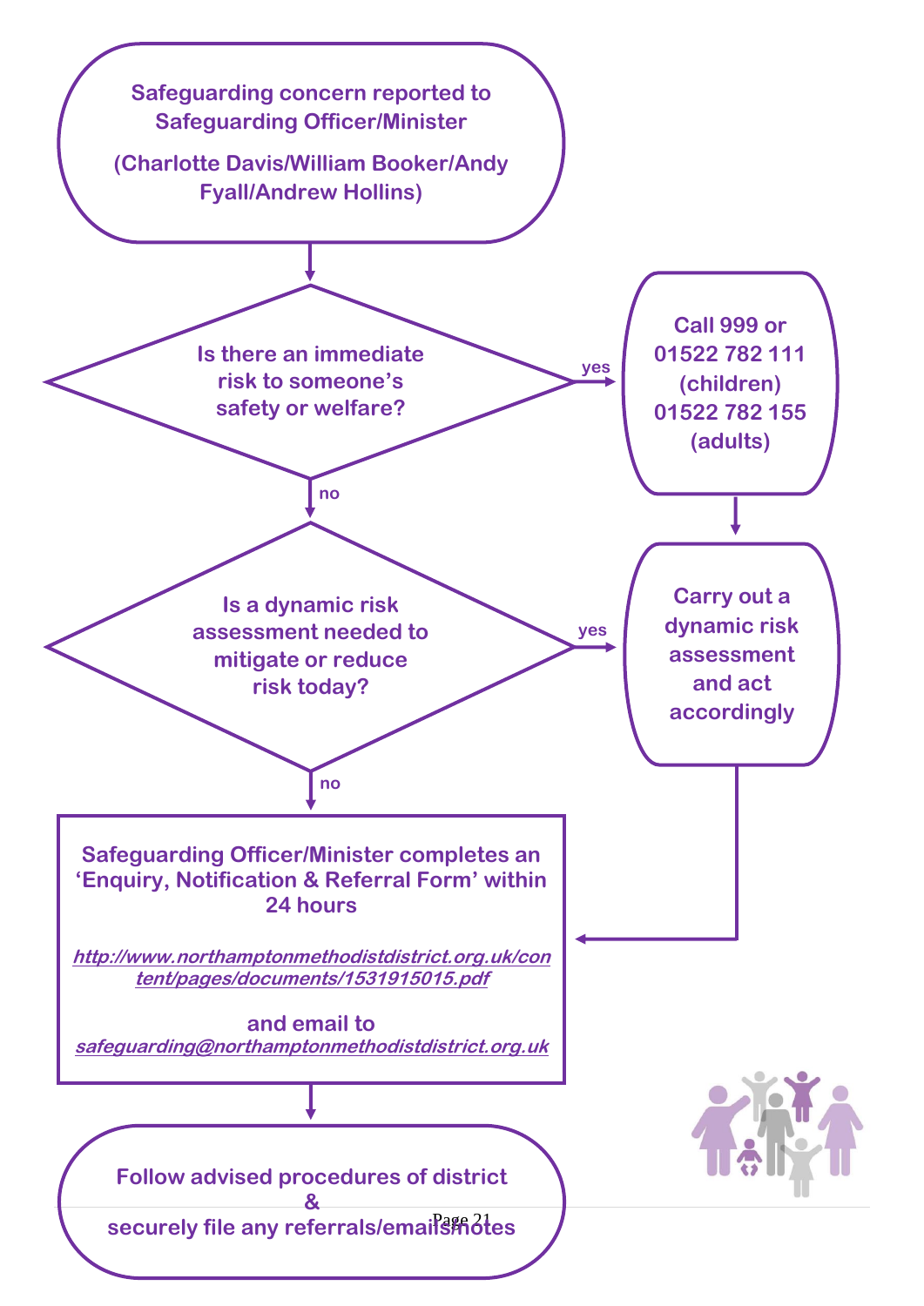Safeguarding concern reported to Safeguarding Officer/Minister

(Charlotte Davis/William Booker/Andy Fyall/Andrew Hollins)

Is there an immediate risk to someone's safety or welfare?

yes

Call 999 or 01522 782 111 (children) 01522 782 155 (adults)

no

Is a dynamic risk assessment needed to mitigate or reduce risk today?

yes

Carry out a dynamic risk assessment and act accordingly

no

Safeguarding Officer/Minister completes an 'Enquiry, Notification & Referral Form' within 24 hours

*http://www.northamptonmethodistdistrict.org.uk/content/pages/documents/1531915015.pdf*

and email to *safeguarding@northamptonmethodistdistrict.org.uk*

Follow advised procedures of district & securely file any referrals/emails/notes